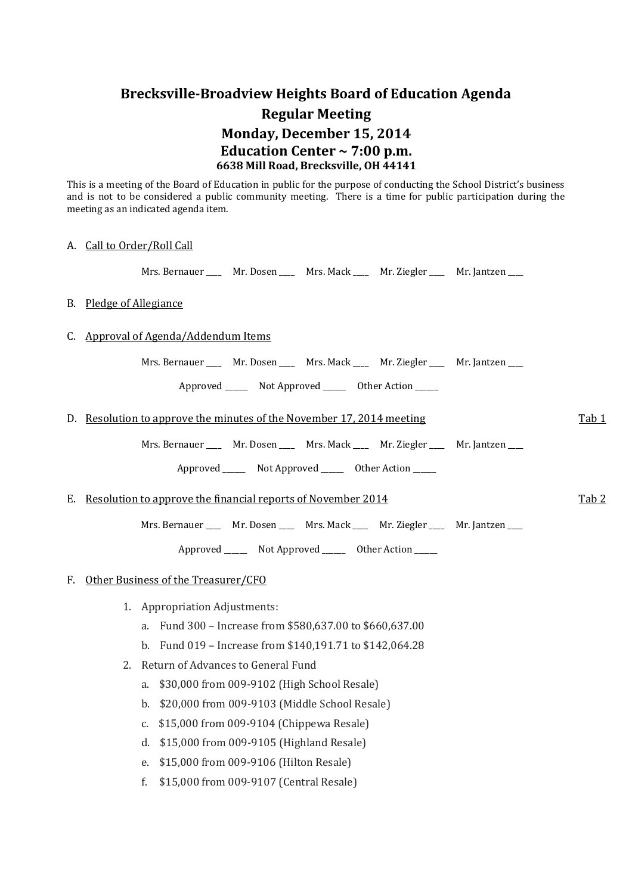# Brecksville-Broadview Heights Board of Education Agenda

## Regular Meeting

## Monday, December 15, 2014

## Education Center ~ 7:00 p.m.

**6638 Mill Road, Brecksville, OH 44141**

This is a meeting of the Board of Education in public for the purpose of conducting the School District's business and is not to be considered a public community meeting. There is a time for public participation during the meeting as an indicated agenda item.

A. Call to Order/Roll Call

Mrs. Bernauer ____ Mr. Dosen ____ Mrs. Mack ____ Mr. Ziegler ____ Mr. Jantzen ____

B. Pledge of Allegiance

C. Approval of Agenda/Addendum Items

Mrs. Bernauer ____ Mr. Dosen ____ Mrs. Mack ____ Mr. Ziegler ____ Mr. Jantzen ____

Approved ______ Not Approved ______ Other Action ______

D. Resolution to approve the minutes of the November 17, 2014 meeting — Tab 1

Mrs. Bernauer ____ Mr. Dosen ____ Mrs. Mack ____ Mr. Ziegler ____ Mr. Jantzen ____

Approved ______ Not Approved ______ Other Action ______

E. Resolution to approve the financial reports of November 2014 — Tab 2

Mrs. Bernauer ____ Mr. Dosen ____ Mrs. Mack ____ Mr. Ziegler ____ Mr. Jantzen ____

Approved ______ Not Approved ______ Other Action ______

F. Other Business of the Treasurer/CFO

1. Appropriation Adjustments:
   a. Fund 300 – Increase from $580,637.00 to $660,637.00
   b. Fund 019 – Increase from $140,191.71 to $142,064.28
2. Return of Advances to General Fund
   a. $30,000 from 009-9102 (High School Resale)
   b. $20,000 from 009-9103 (Middle School Resale)
   c. $15,000 from 009-9104 (Chippewa Resale)
   d. $15,000 from 009-9105 (Highland Resale)
   e. $15,000 from 009-9106 (Hilton Resale)
   f. $15,000 from 009-9107 (Central Resale)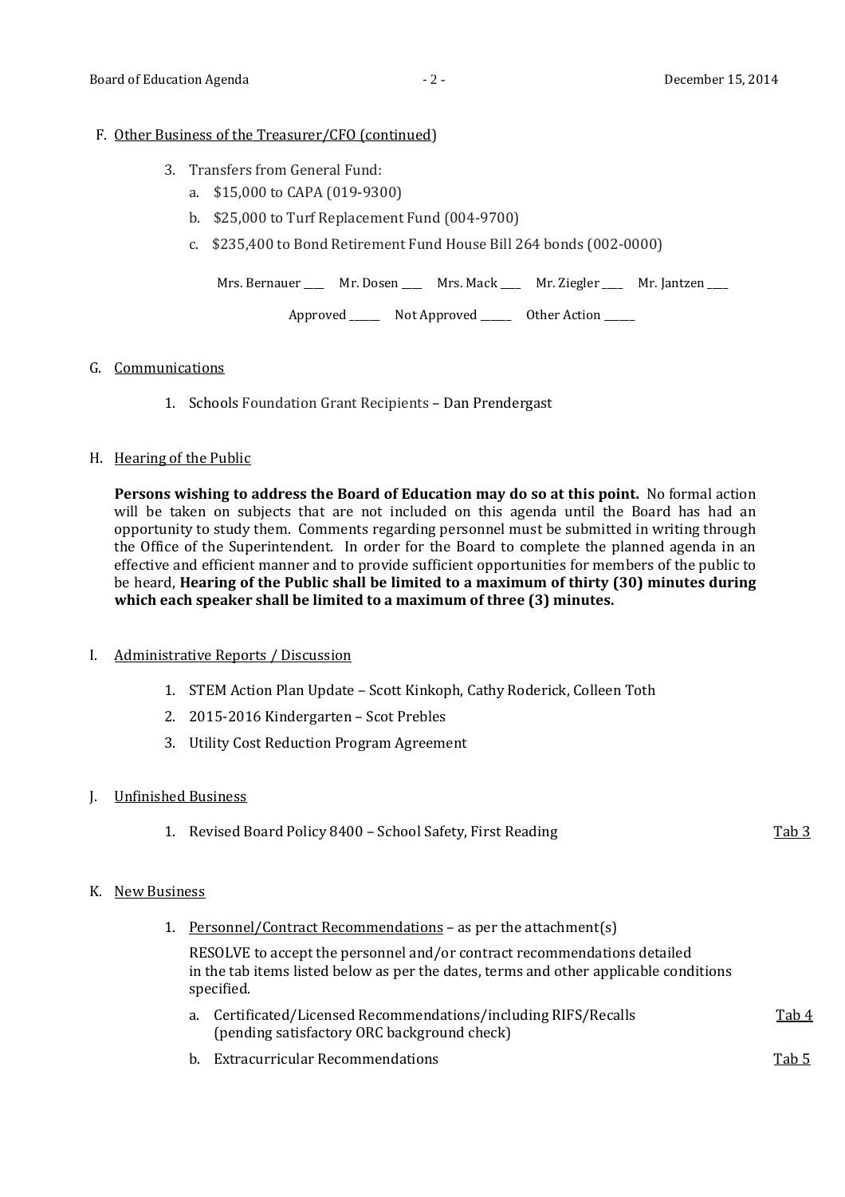F. Other Business of the Treasurer/CFO (continued)

3. Transfers from General Fund:
    a. $15,000 to CAPA (019-9300)
    b. $25,000 to Turf Replacement Fund (004-9700)
    c. $235,400 to Bond Retirement Fund House Bill 264 bonds (002-0000)

Mrs. Bernauer ___ Mr. Dosen ___ Mrs. Mack ___ Mr. Ziegler ___ Mr. Jantzen ___

Approved _____ Not Approved _____ Other Action _____

G. Communications

1. Schools Foundation Grant Recipients – Dan Prendergast

H. Hearing of the Public

**Persons wishing to address the Board of Education may do so at this point.** No formal action will be taken on subjects that are not included on this agenda until the Board has had an opportunity to study them. Comments regarding personnel must be submitted in writing through the Office of the Superintendent. In order for the Board to complete the planned agenda in an effective and efficient manner and to provide sufficient opportunities for members of the public to be heard, **Hearing of the Public shall be limited to a maximum of thirty (30) minutes during which each speaker shall be limited to a maximum of three (3) minutes.**

I. Administrative Reports / Discussion

1. STEM Action Plan Update – Scott Kinkoph, Cathy Roderick, Colleen Toth
2. 2015-2016 Kindergarten – Scot Prebles
3. Utility Cost Reduction Program Agreement

J. Unfinished Business

1. Revised Board Policy 8400 – School Safety, First Reading — Tab 3

K. New Business

1. Personnel/Contract Recommendations – as per the attachment(s)

   RESOLVE to accept the personnel and/or contract recommendations detailed in the tab items listed below as per the dates, terms and other applicable conditions specified.

    a. Certificated/Licensed Recommendations/including RIFS/Recalls (pending satisfactory ORC background check) — Tab 4
    b. Extracurricular Recommendations — Tab 5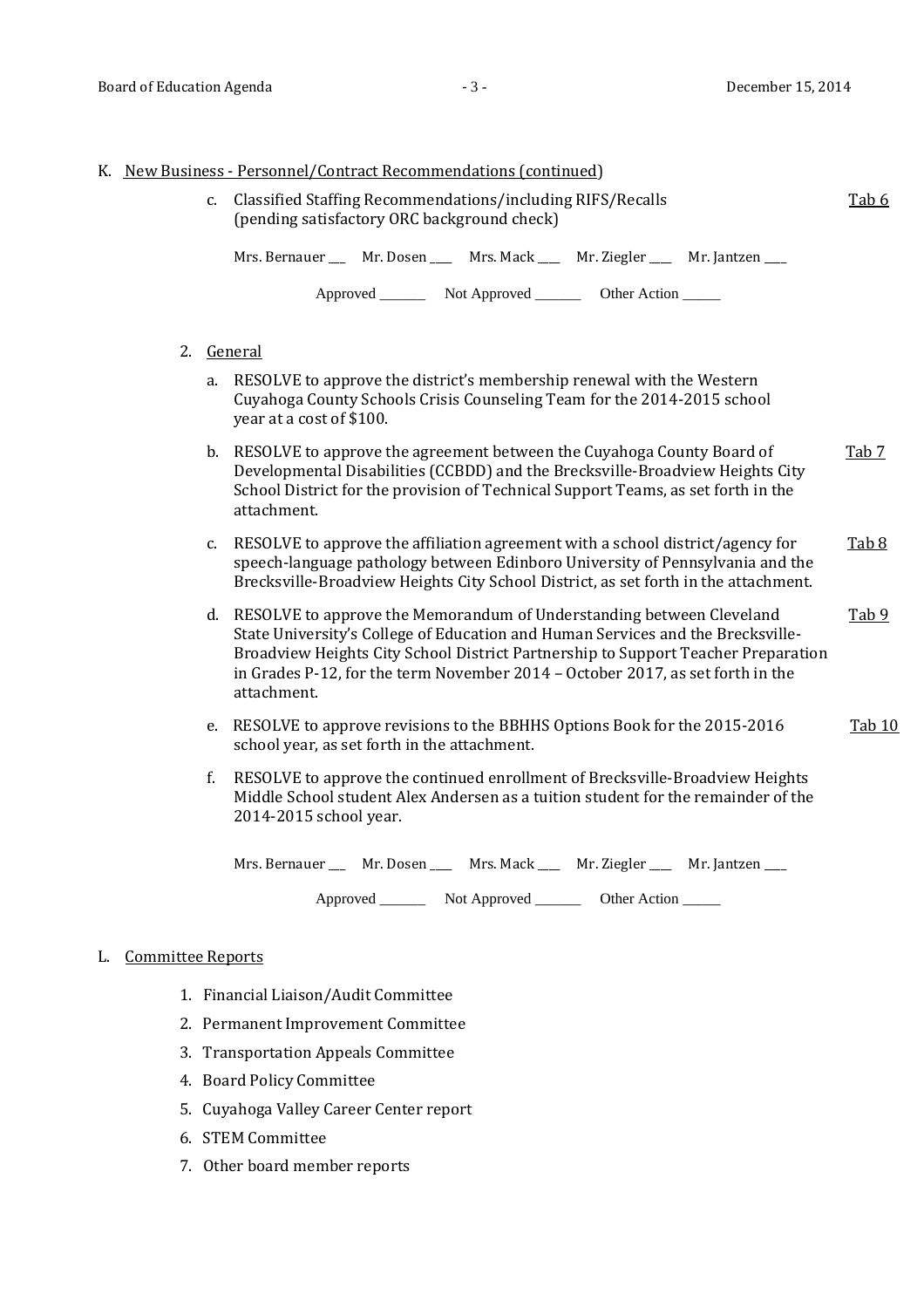K. New Business - Personnel/Contract Recommendations (continued)

c. Classified Staffing Recommendations/including RIFS/Recalls (pending satisfactory ORC background check) Tab 6

Mrs. Bernauer ___ Mr. Dosen ___ Mrs. Mack ___ Mr. Ziegler ___ Mr. Jantzen ___

Approved _______ Not Approved _______ Other Action ______

2. General

a. RESOLVE to approve the district's membership renewal with the Western Cuyahoga County Schools Crisis Counseling Team for the 2014-2015 school year at a cost of $100.

b. RESOLVE to approve the agreement between the Cuyahoga County Board of Developmental Disabilities (CCBDD) and the Brecksville-Broadview Heights City School District for the provision of Technical Support Teams, as set forth in the attachment. Tab 7

c. RESOLVE to approve the affiliation agreement with a school district/agency for speech-language pathology between Edinboro University of Pennsylvania and the Brecksville-Broadview Heights City School District, as set forth in the attachment. Tab 8

d. RESOLVE to approve the Memorandum of Understanding between Cleveland State University's College of Education and Human Services and the Brecksville-Broadview Heights City School District Partnership to Support Teacher Preparation in Grades P-12, for the term November 2014 – October 2017, as set forth in the attachment. Tab 9

e. RESOLVE to approve revisions to the BBHHS Options Book for the 2015-2016 school year, as set forth in the attachment. Tab 10

f. RESOLVE to approve the continued enrollment of Brecksville-Broadview Heights Middle School student Alex Andersen as a tuition student for the remainder of the 2014-2015 school year.

Mrs. Bernauer ___ Mr. Dosen ___ Mrs. Mack ___ Mr. Ziegler ___ Mr. Jantzen ___

Approved _______ Not Approved _______ Other Action ______

L. Committee Reports

1. Financial Liaison/Audit Committee
2. Permanent Improvement Committee
3. Transportation Appeals Committee
4. Board Policy Committee
5. Cuyahoga Valley Career Center report
6. STEM Committee
7. Other board member reports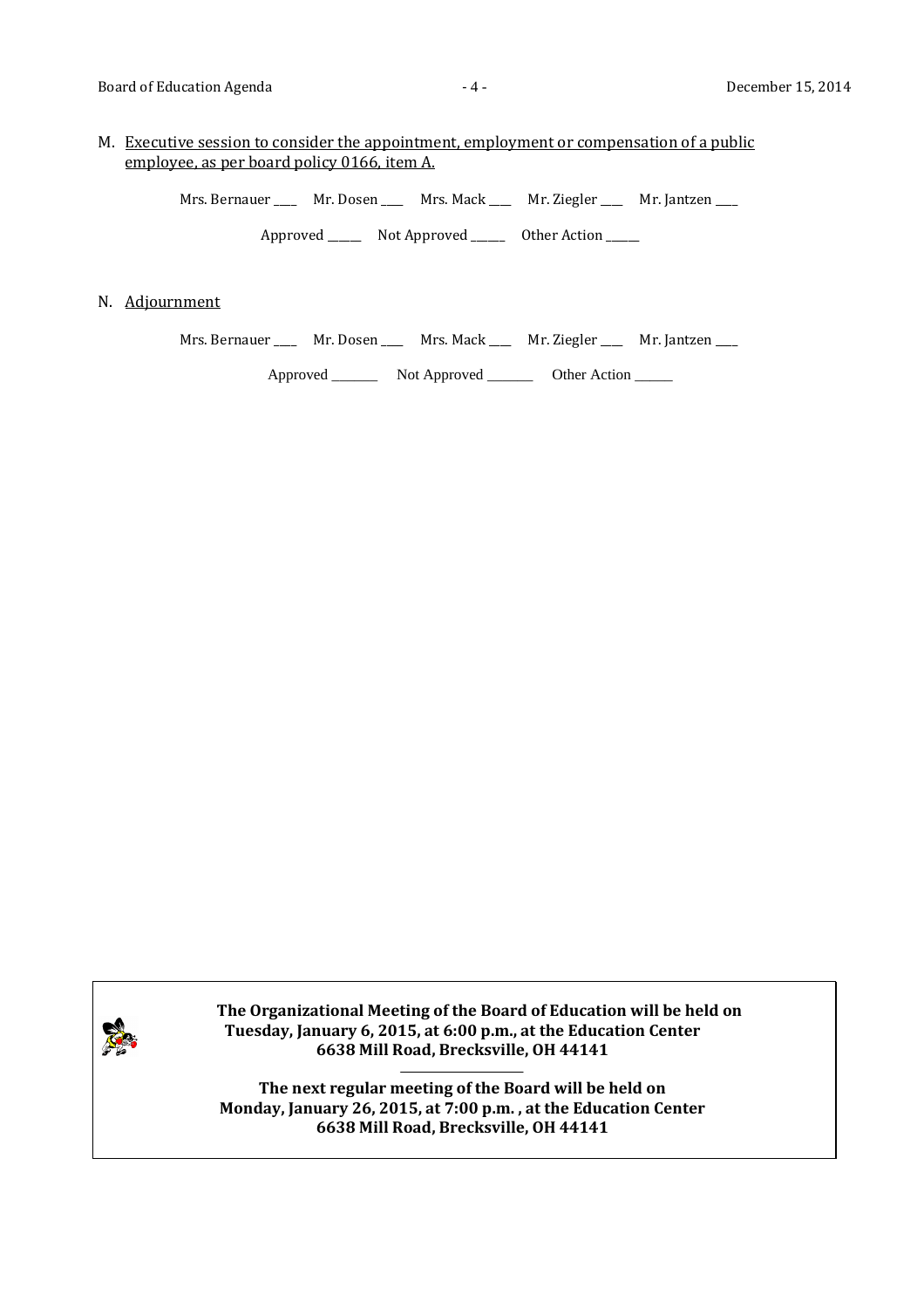M. Executive session to consider the appointment, employment or compensation of a public employee, as per board policy 0166, item A.

Mrs. Bernauer ___ Mr. Dosen ___ Mrs. Mack ___ Mr. Ziegler ___ Mr. Jantzen ___

Approved _____ Not Approved _____ Other Action _____

N. Adjournment

Mrs. Bernauer ___ Mr. Dosen ___ Mrs. Mack ___ Mr. Ziegler ___ Mr. Jantzen ___

Approved _______ Not Approved _______ Other Action ______

**The Organizational Meeting of the Board of Education will be held on Tuesday, January 6, 2015, at 6:00 p.m., at the Education Center 6638 Mill Road, Brecksville, OH 44141**

**The next regular meeting of the Board will be held on Monday, January 26, 2015, at 7:00 p.m. , at the Education Center 6638 Mill Road, Brecksville, OH 44141**